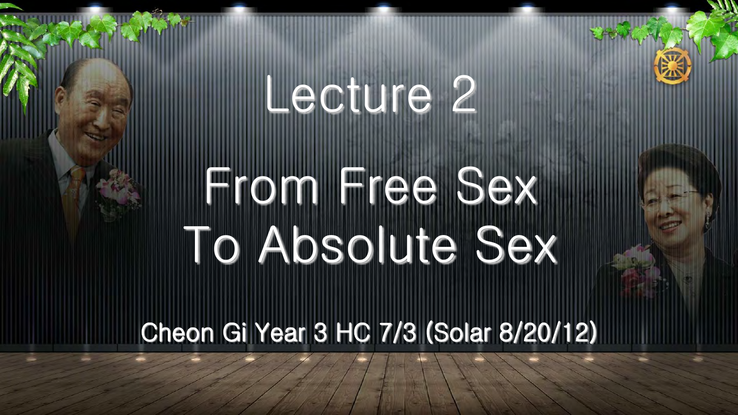# Lecture 2

# From Free Sex To Absolute Sex

Cheon Gi Year 3 HC 7/3 (Solar 8/20/12)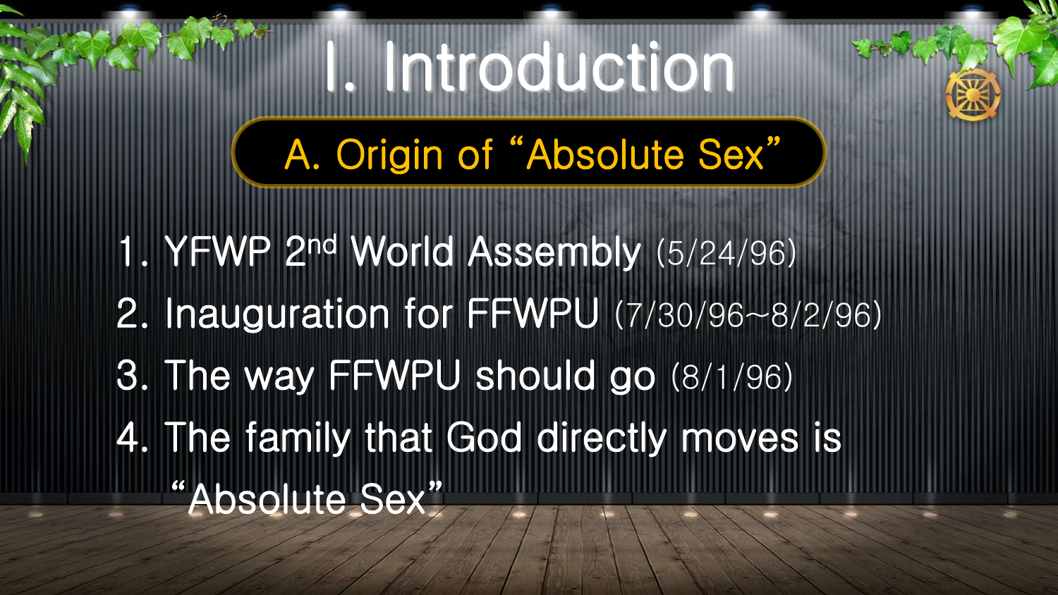# I. Introduction

## A. Origin of "Absolute Sex"

1. YFWP 2nd World Assembly (5/24/96)
2. Inauguration for FFWPU (7/30/96~8/2/96)
3. The way FFWPU should go (8/1/96)
4. The family that God directly moves is "Absolute Sex"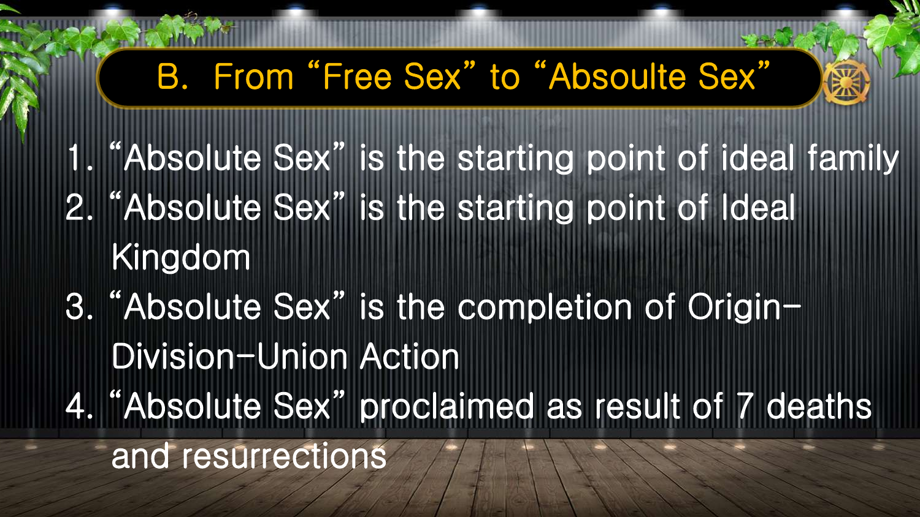## B. From "Free Sex" to "Absoulte Sex"

1. "Absolute Sex" is the starting point of ideal family
2. "Absolute Sex" is the starting point of Ideal Kingdom
3. "Absolute Sex" is the completion of Origin-Division-Union Action
4. "Absolute Sex" proclaimed as result of 7 deaths and resurrections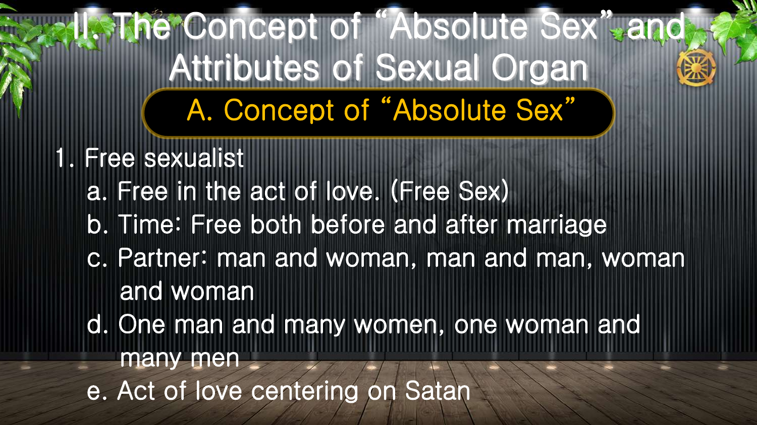# II. The Concept of "Absolute Sex" and Attributes of Sexual Organ

## A. Concept of "Absolute Sex"

1. Free sexualist
   - a. Free in the act of love. (Free Sex)
   - b. Time: Free both before and after marriage
   - c. Partner: man and woman, man and man, woman and woman
   - d. One man and many women, one woman and many men
   - e. Act of love centering on Satan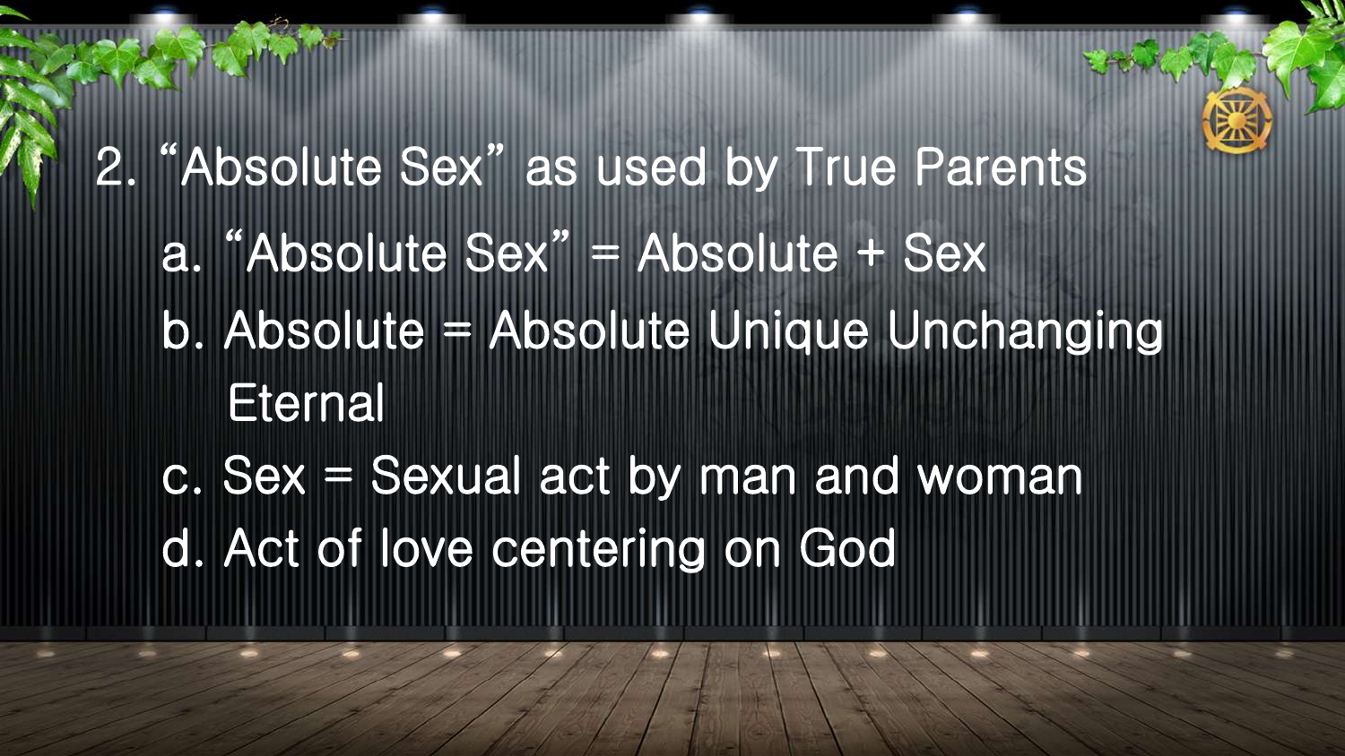## 2. “Absolute Sex” as used by True Parents

a. “Absolute Sex” = Absolute + Sex

b. Absolute = Absolute Unique Unchanging Eternal

c. Sex = Sexual act by man and woman

d. Act of love centering on God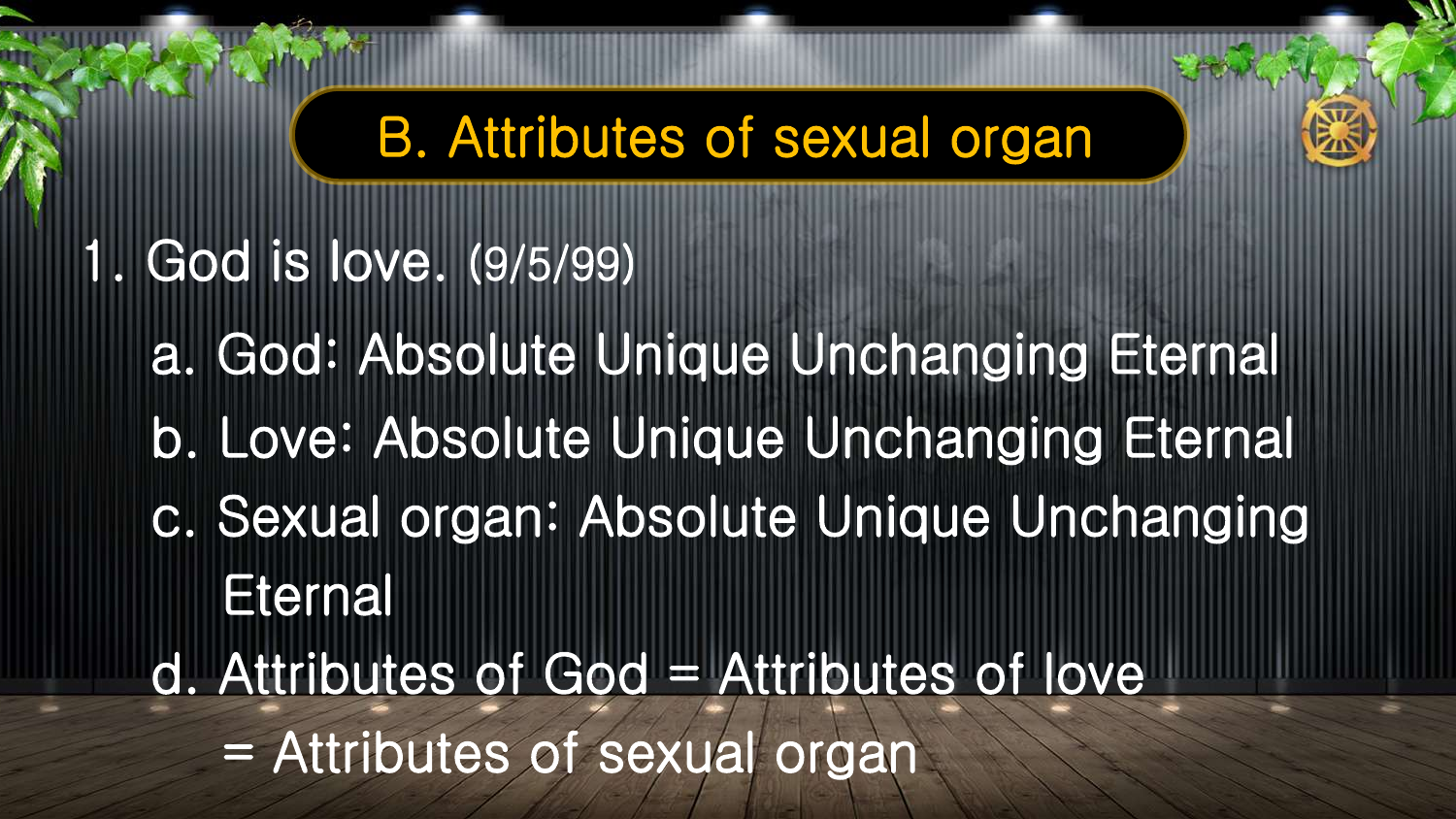## B. Attributes of sexual organ

1. God is love. (9/5/99)

    a. God: Absolute Unique Unchanging Eternal

    b. Love: Absolute Unique Unchanging Eternal

    c. Sexual organ: Absolute Unique Unchanging Eternal

    d. Attributes of God = Attributes of love = Attributes of sexual organ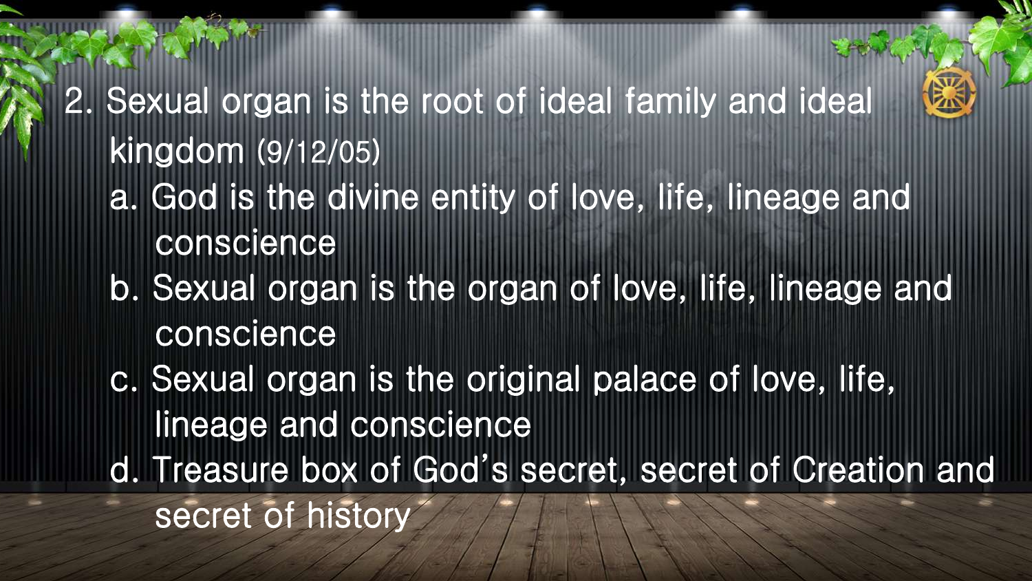2. Sexual organ is the root of ideal family and ideal kingdom (9/12/05)
   a. God is the divine entity of love, life, lineage and conscience
   b. Sexual organ is the organ of love, life, lineage and conscience
   c. Sexual organ is the original palace of love, life, lineage and conscience
   d. Treasure box of God's secret, secret of Creation and secret of history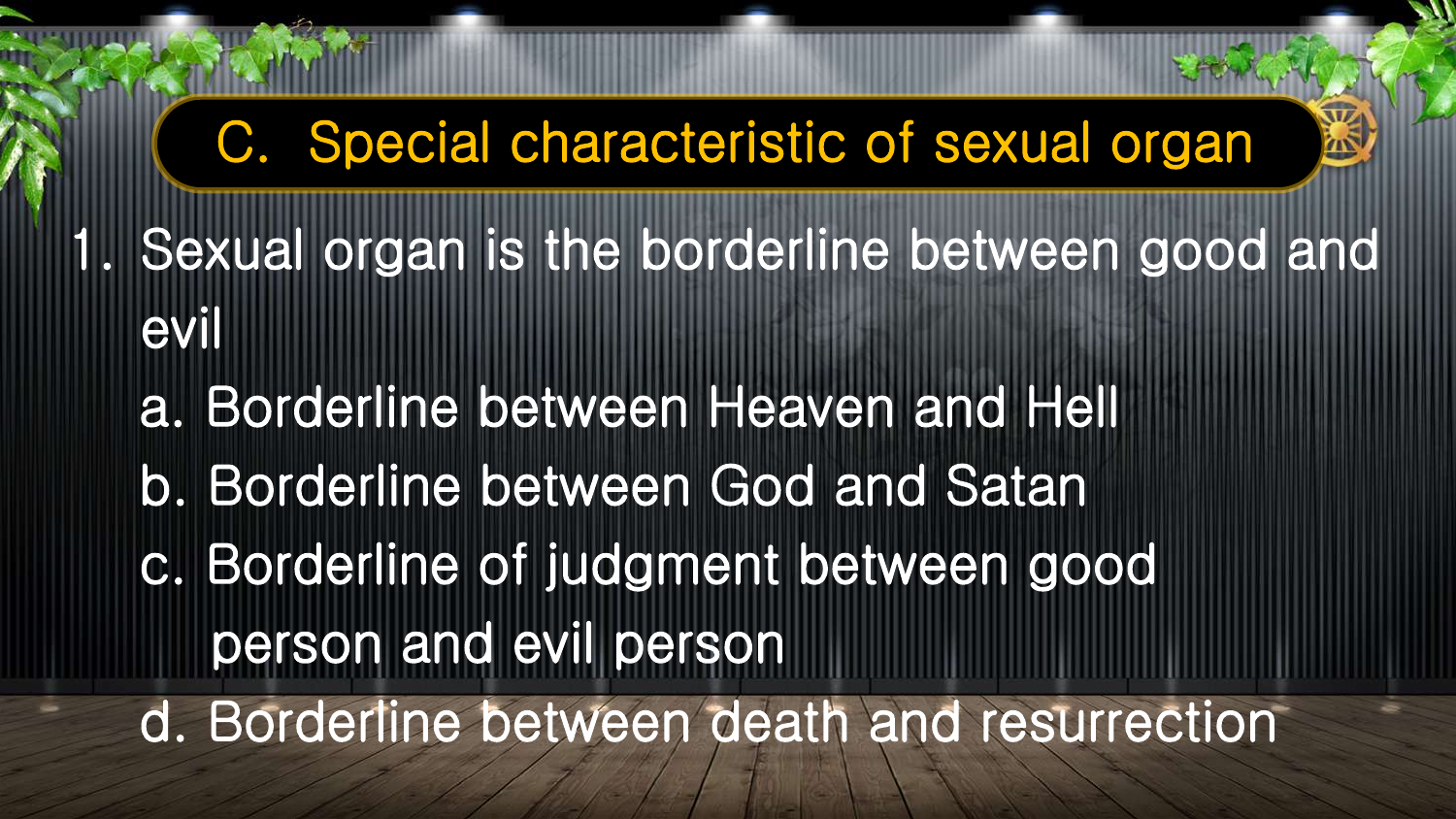## C. Special characteristic of sexual organ

1. Sexual organ is the borderline between good and evil
   a. Borderline between Heaven and Hell
   b. Borderline between God and Satan
   c. Borderline of judgment between good person and evil person
   d. Borderline between death and resurrection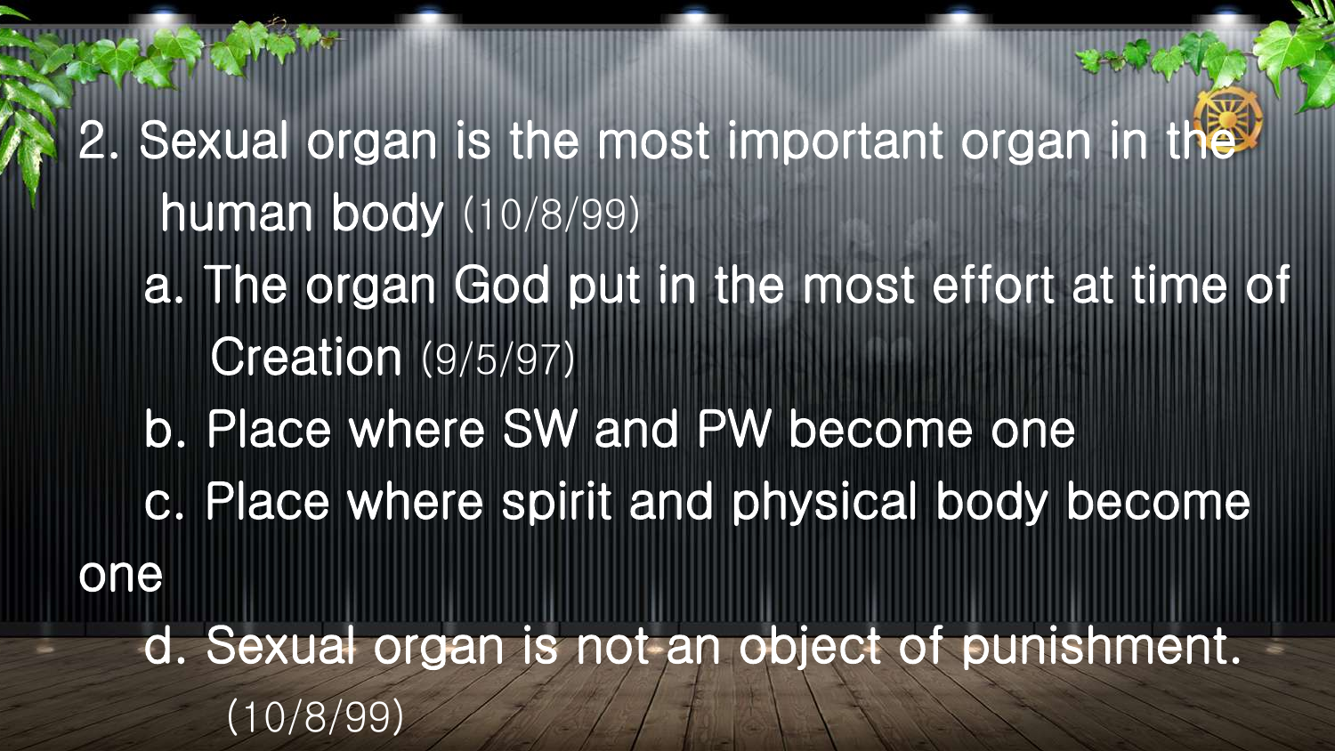2. Sexual organ is the most important organ in the human body (10/8/99)
   - a. The organ God put in the most effort at time of Creation (9/5/97)
   - b. Place where SW and PW become one
   - c. Place where spirit and physical body become one
   - d. Sexual organ is not an object of punishment. (10/8/99)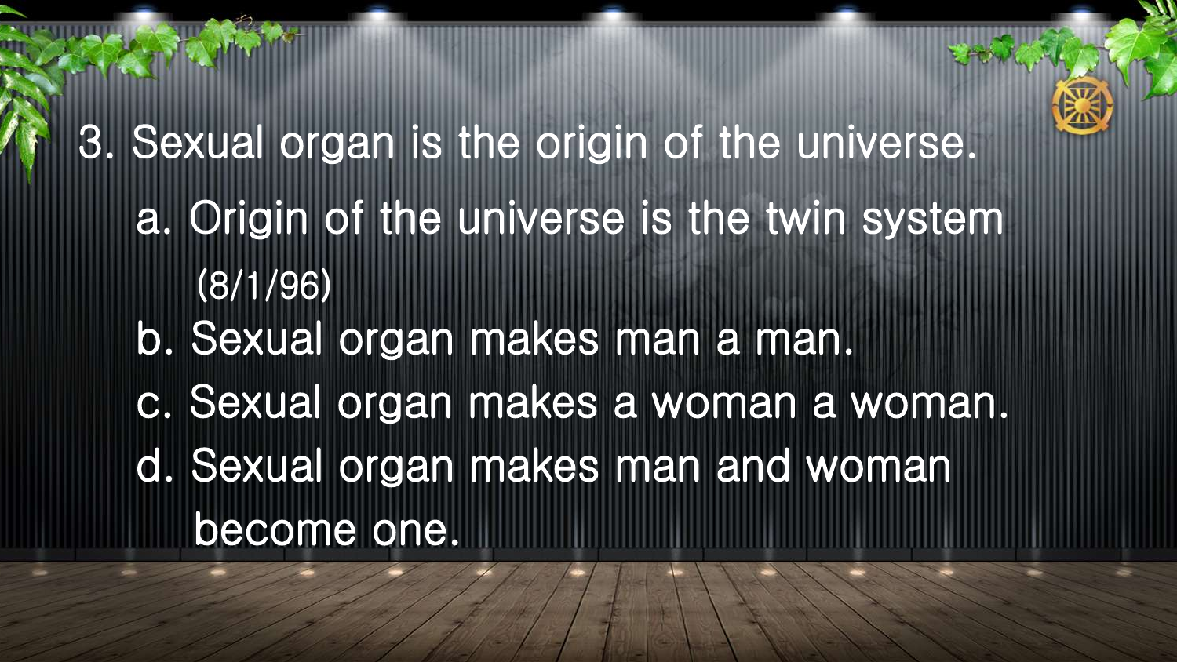3. Sexual organ is the origin of the universe.

a. Origin of the universe is the twin system (8/1/96)

b. Sexual organ makes man a man.

c. Sexual organ makes a woman a woman.

d. Sexual organ makes man and woman become one.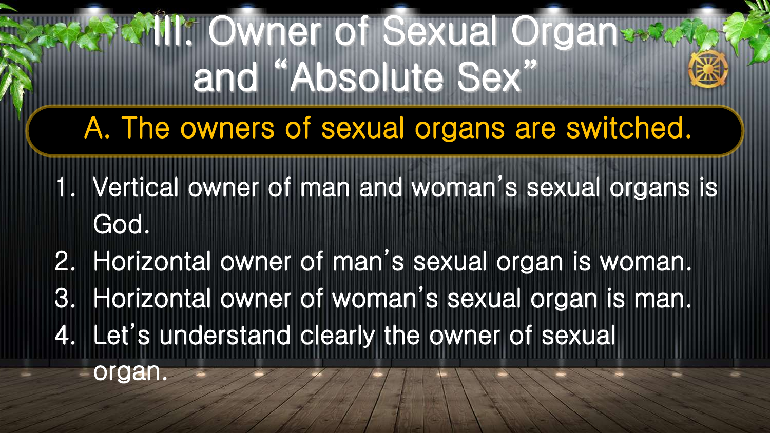# III. Owner of Sexual Organ and "Absolute Sex"

## A. The owners of sexual organs are switched.

1. Vertical owner of man and woman's sexual organs is God.
2. Horizontal owner of man's sexual organ is woman.
3. Horizontal owner of woman's sexual organ is man.
4. Let's understand clearly the owner of sexual organ.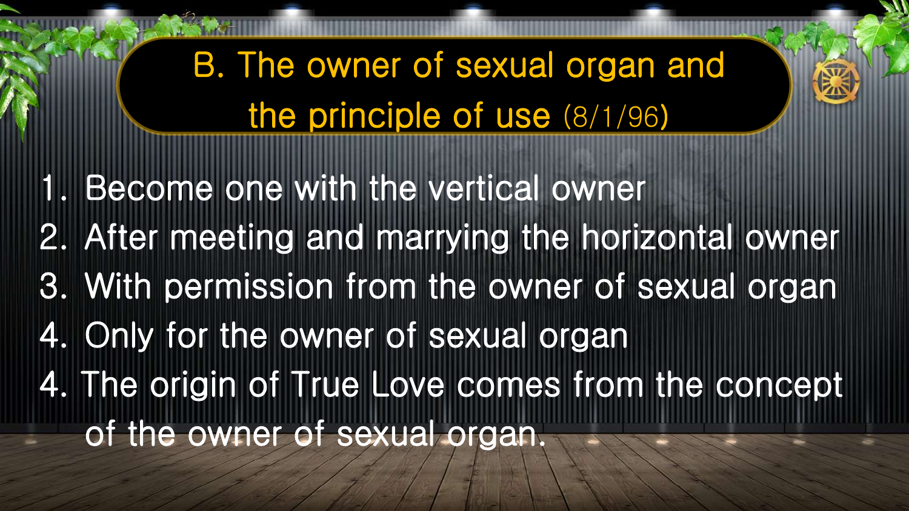## B. The owner of sexual organ and the principle of use (8/1/96)

1. Become one with the vertical owner
2. After meeting and marrying the horizontal owner
3. With permission from the owner of sexual organ
4. Only for the owner of sexual organ
4. The origin of True Love comes from the concept of the owner of sexual organ.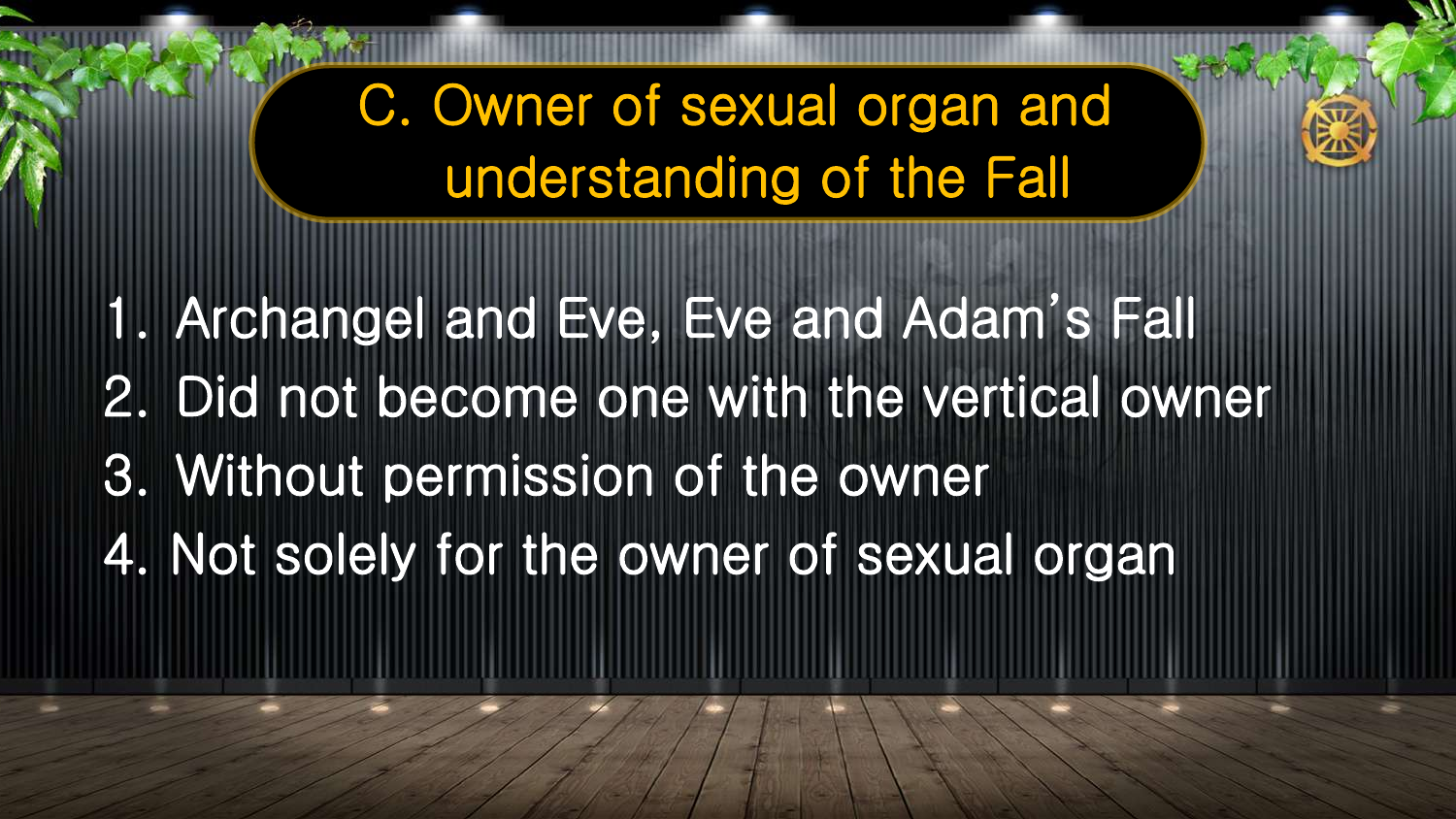## C. Owner of sexual organ and understanding of the Fall

1. Archangel and Eve, Eve and Adam's Fall
2. Did not become one with the vertical owner
3. Without permission of the owner
4. Not solely for the owner of sexual organ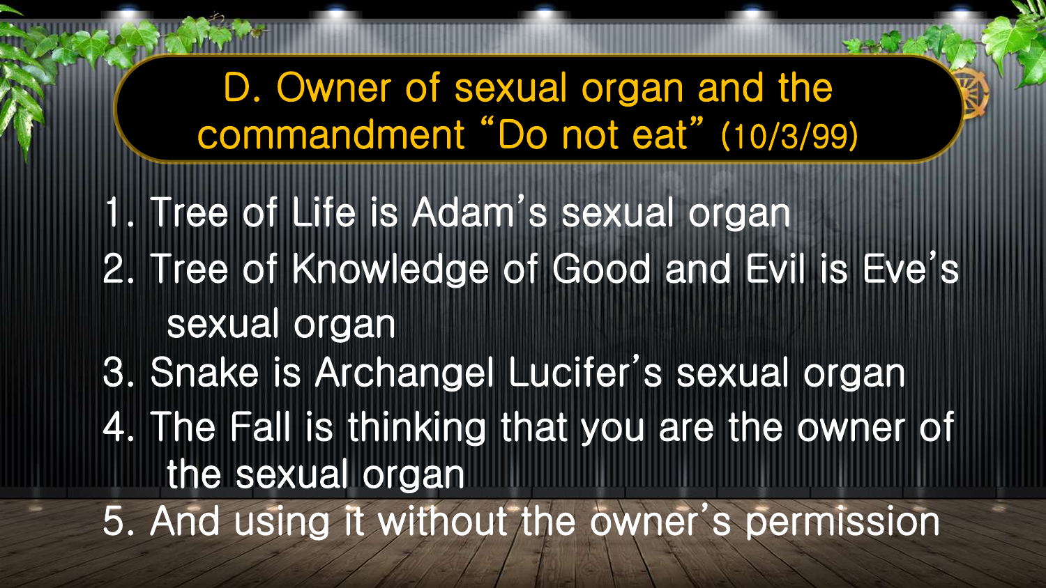## D. Owner of sexual organ and the commandment “Do not eat” (10/3/99)

1. Tree of Life is Adam’s sexual organ
2. Tree of Knowledge of Good and Evil is Eve’s sexual organ
3. Snake is Archangel Lucifer’s sexual organ
4. The Fall is thinking that you are the owner of the sexual organ
5. And using it without the owner’s permission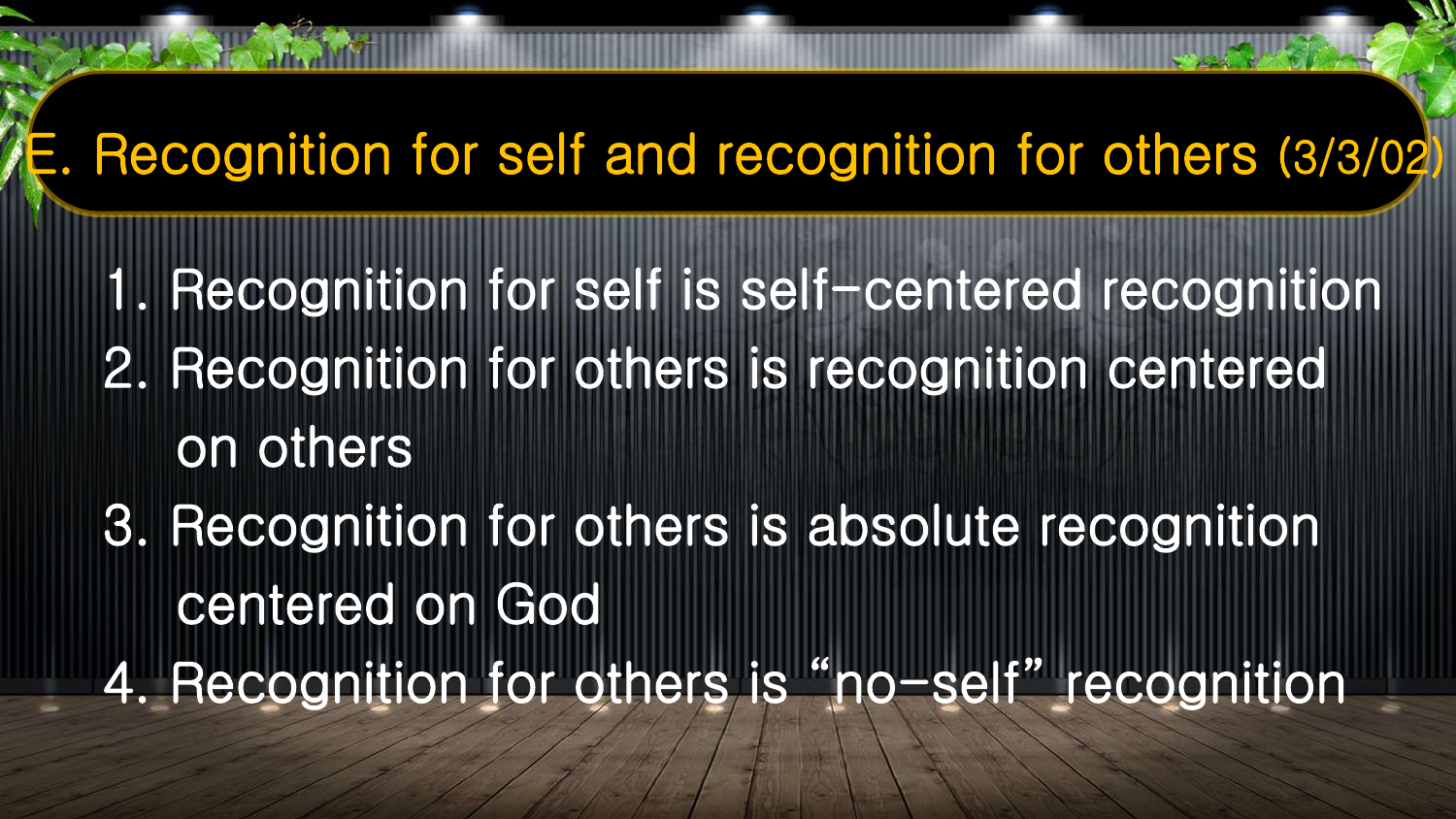## E. Recognition for self and recognition for others (3/3/02)

1. Recognition for self is self-centered recognition
2. Recognition for others is recognition centered on others
3. Recognition for others is absolute recognition centered on God
4. Recognition for others is "no-self" recognition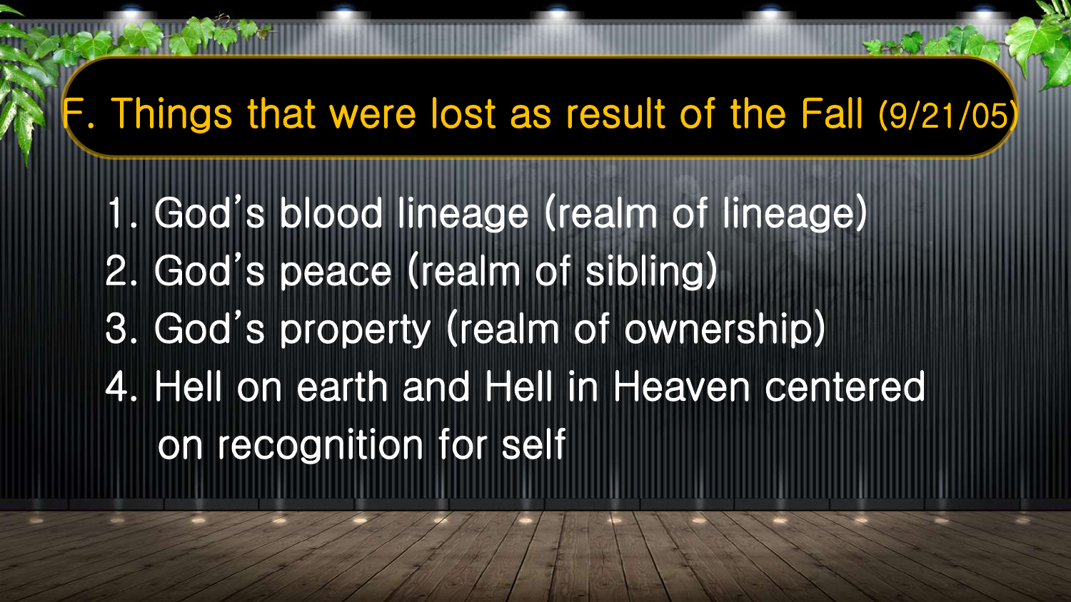## F. Things that were lost as result of the Fall (9/21/05)

1. God's blood lineage (realm of lineage)
2. God's peace (realm of sibling)
3. God's property (realm of ownership)
4. Hell on earth and Hell in Heaven centered on recognition for self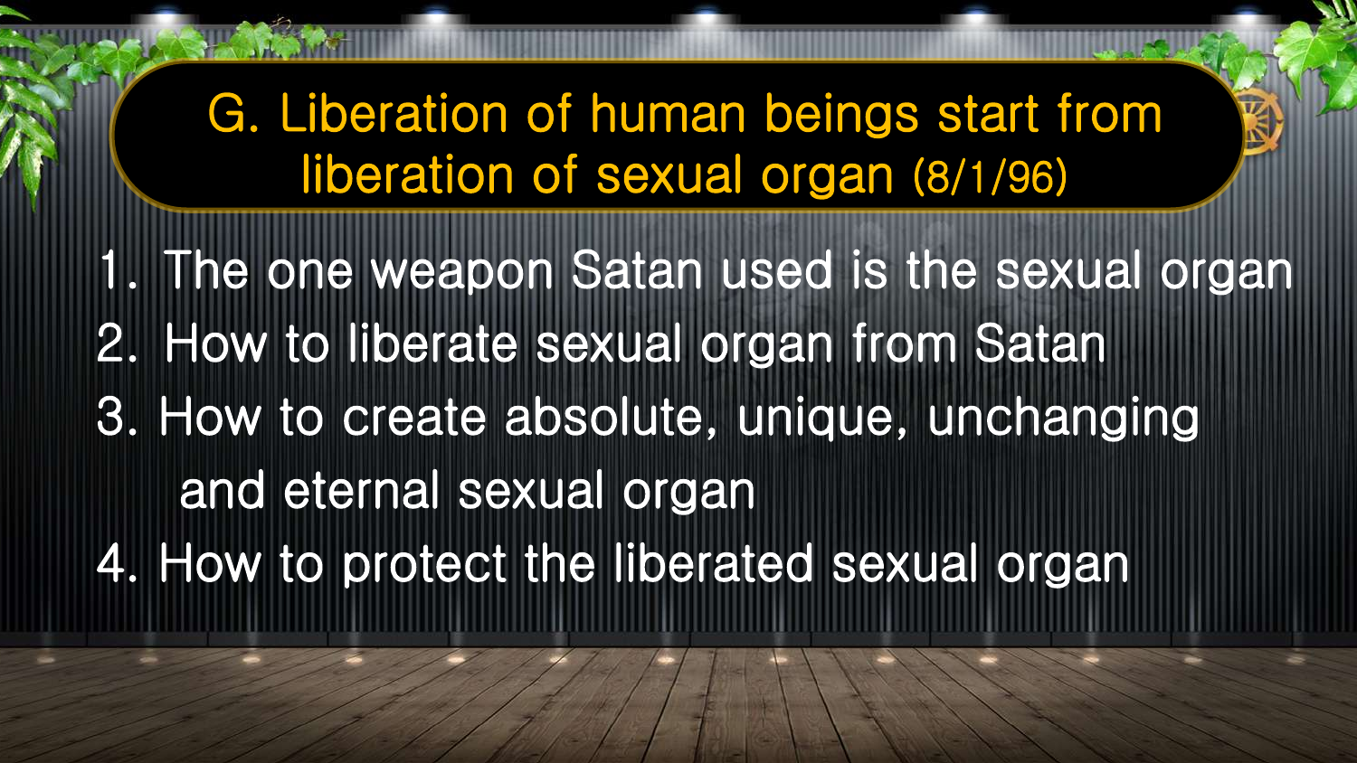## G. Liberation of human beings start from liberation of sexual organ (8/1/96)

1. The one weapon Satan used is the sexual organ
2. How to liberate sexual organ from Satan
3. How to create absolute, unique, unchanging and eternal sexual organ
4. How to protect the liberated sexual organ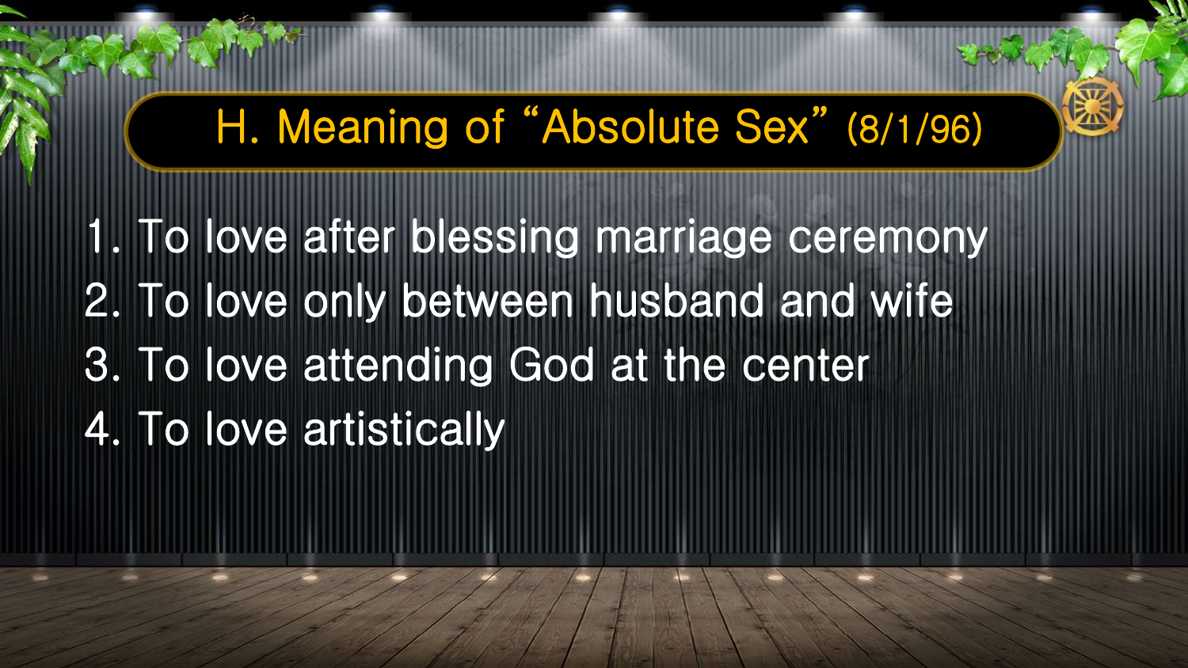## H. Meaning of "Absolute Sex" (8/1/96)

1. To love after blessing marriage ceremony
2. To love only between husband and wife
3. To love attending God at the center
4. To love artistically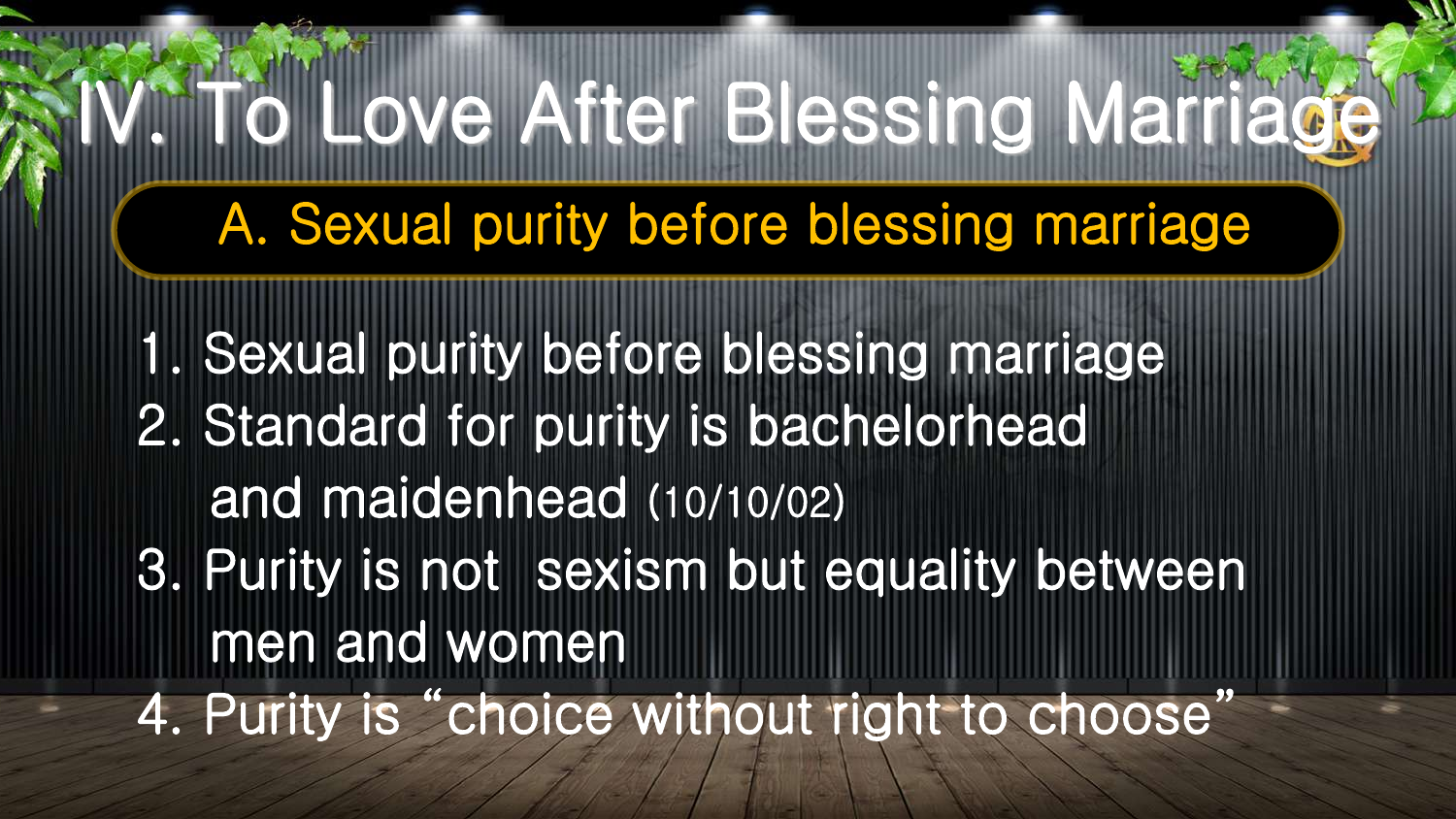# IV. To Love After Blessing Marriage

## A. Sexual purity before blessing marriage

1. Sexual purity before blessing marriage
2. Standard for purity is bachelorhead and maidenhead (10/10/02)
3. Purity is not sexism but equality between men and women
4. Purity is "choice without right to choose"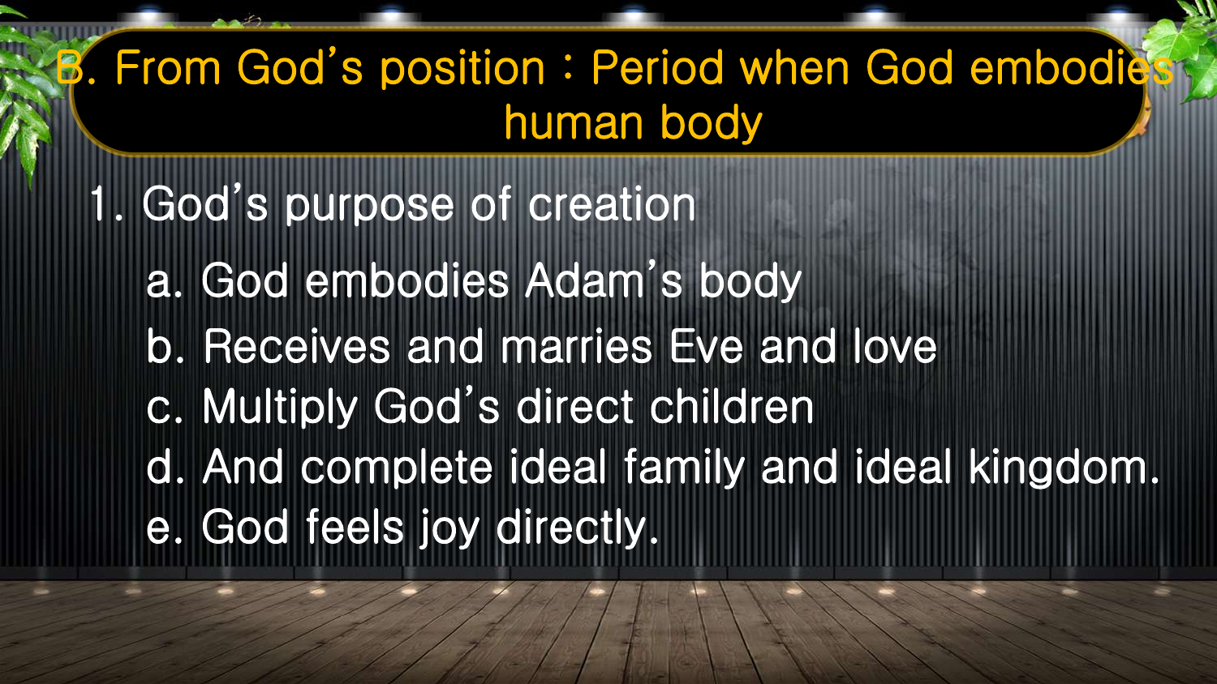## B. From God's position : Period when God embodies human body

1. God's purpose of creation

   a. God embodies Adam's body

   b. Receives and marries Eve and love

   c. Multiply God's direct children

   d. And complete ideal family and ideal kingdom.

   e. God feels joy directly.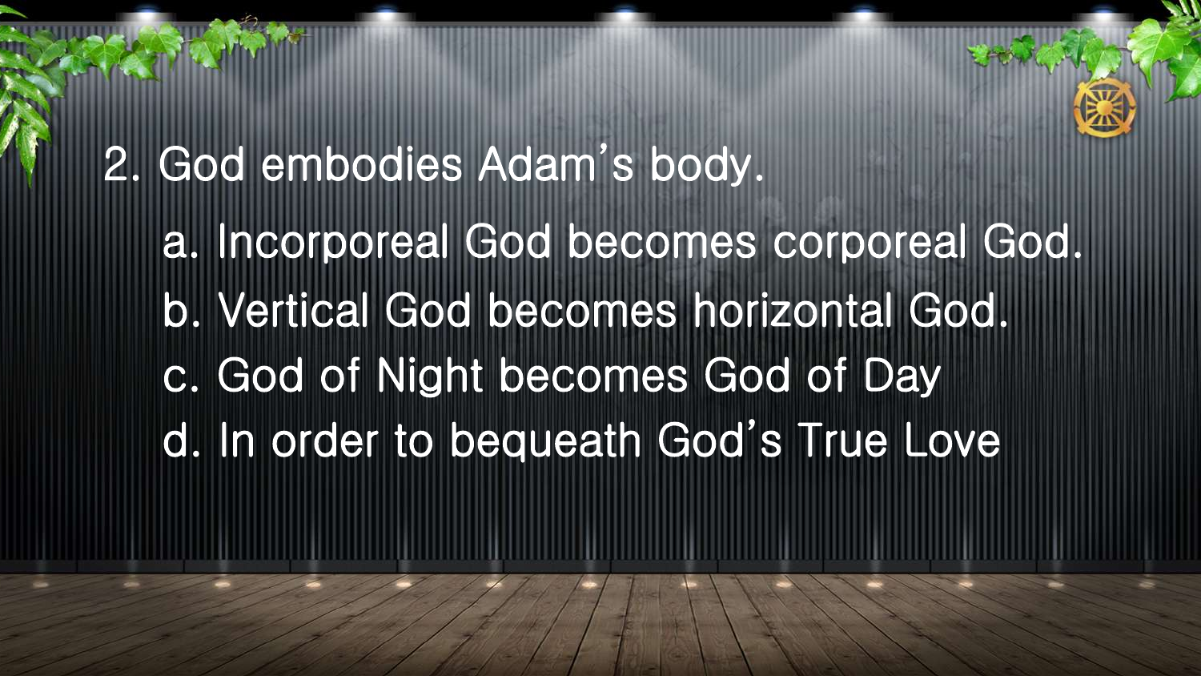## 2. God embodies Adam's body.

a. Incorporeal God becomes corporeal God.
b. Vertical God becomes horizontal God.
c. God of Night becomes God of Day
d. In order to bequeath God's True Love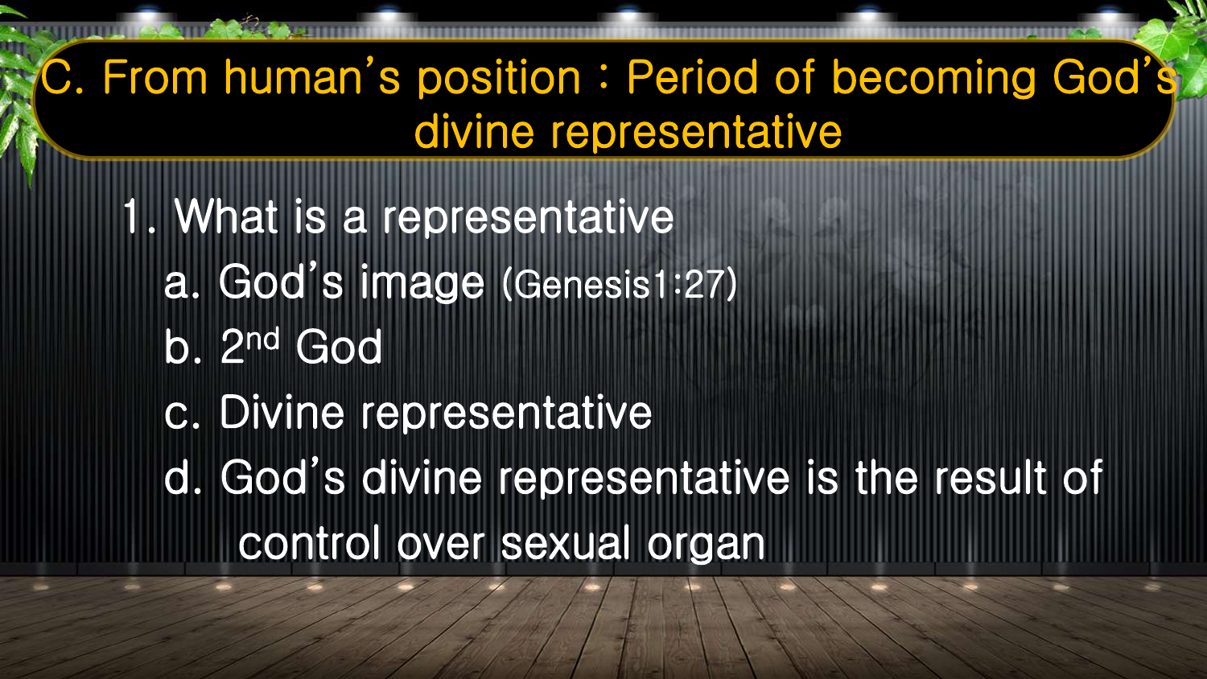# C. From human's position : Period of becoming God's divine representative

1. What is a representative
   - a. God's image (Genesis1:27)
   - b. 2nd God
   - c. Divine representative
   - d. God's divine representative is the result of control over sexual organ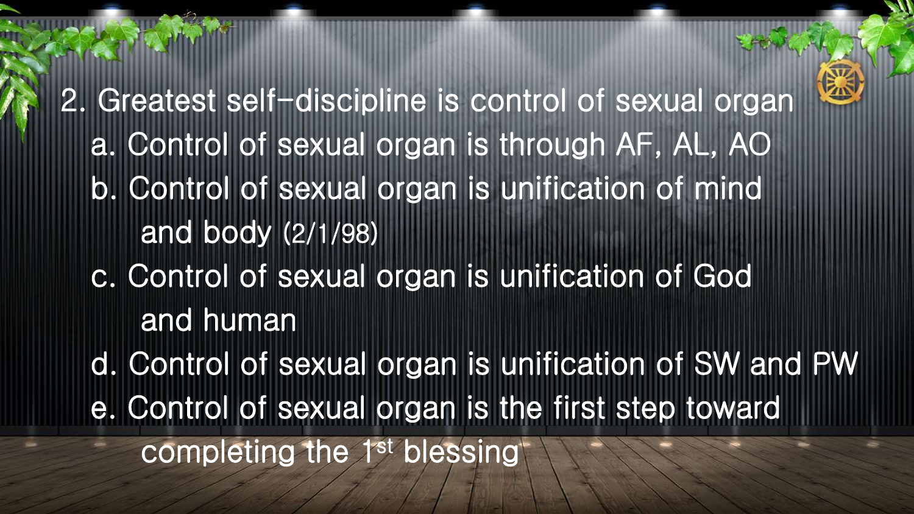2. Greatest self-discipline is control of sexual organ

   a. Control of sexual organ is through AF, AL, AO

   b. Control of sexual organ is unification of mind and body (2/1/98)

   c. Control of sexual organ is unification of God and human

   d. Control of sexual organ is unification of SW and PW

   e. Control of sexual organ is the first step toward completing the 1st blessing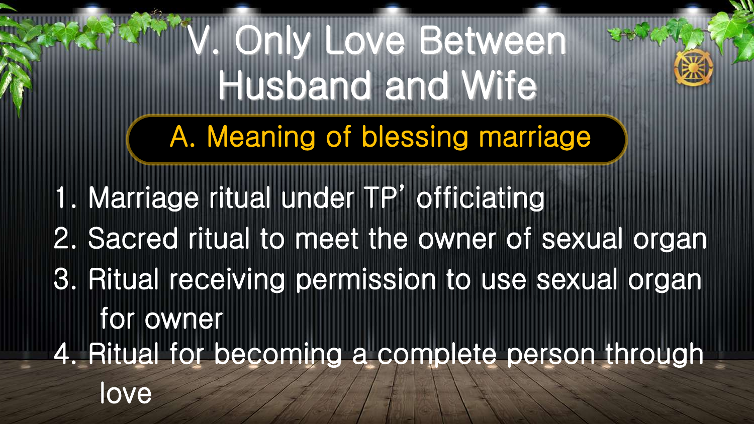# V. Only Love Between Husband and Wife

## A. Meaning of blessing marriage

1. Marriage ritual under TP' officiating
2. Sacred ritual to meet the owner of sexual organ
3. Ritual receiving permission to use sexual organ for owner
4. Ritual for becoming a complete person through love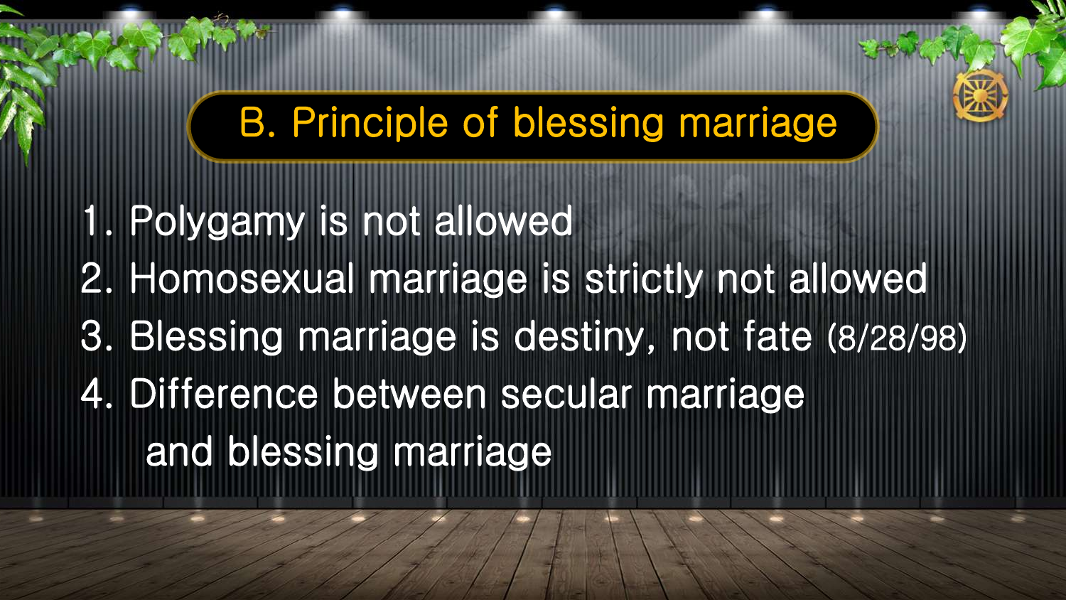## B. Principle of blessing marriage

1. Polygamy is not allowed
2. Homosexual marriage is strictly not allowed
3. Blessing marriage is destiny, not fate (8/28/98)
4. Difference between secular marriage and blessing marriage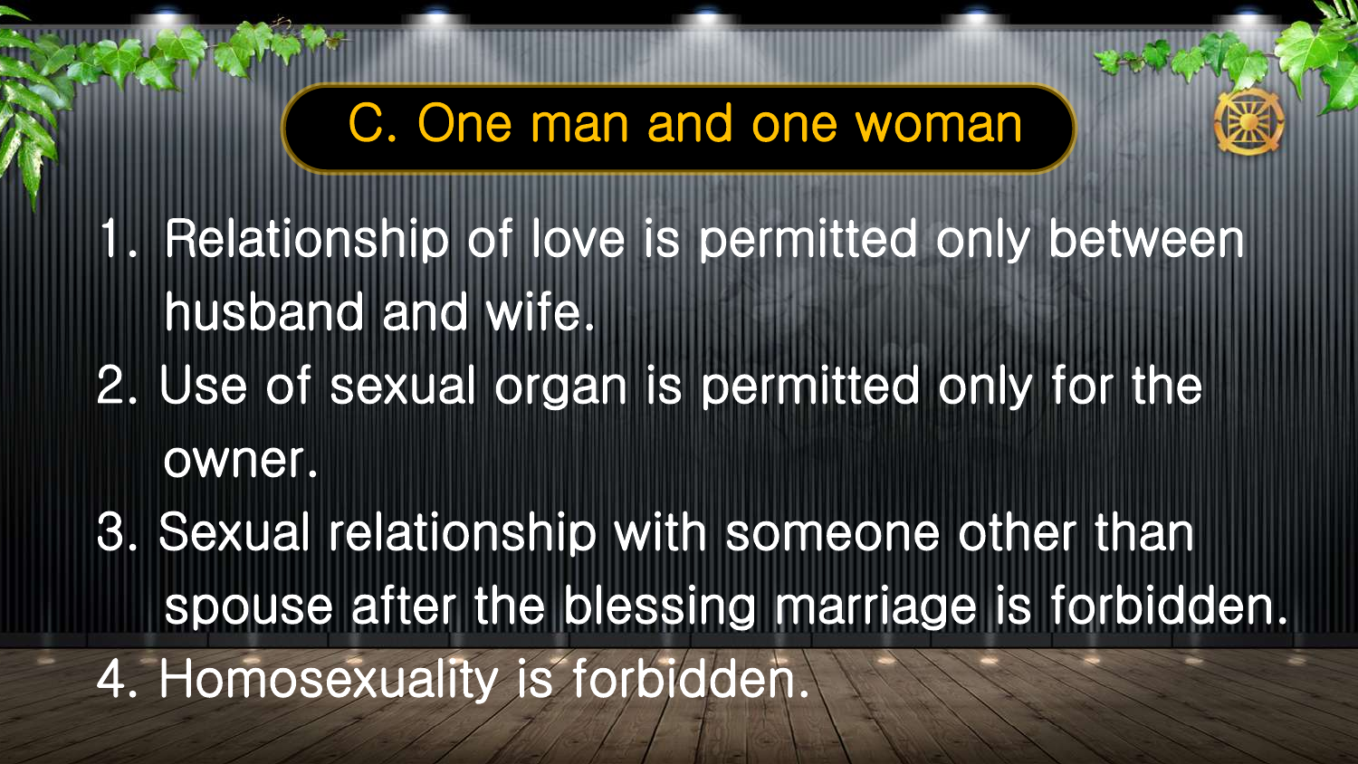## C. One man and one woman

1. Relationship of love is permitted only between husband and wife.
2. Use of sexual organ is permitted only for the owner.
3. Sexual relationship with someone other than spouse after the blessing marriage is forbidden.
4. Homosexuality is forbidden.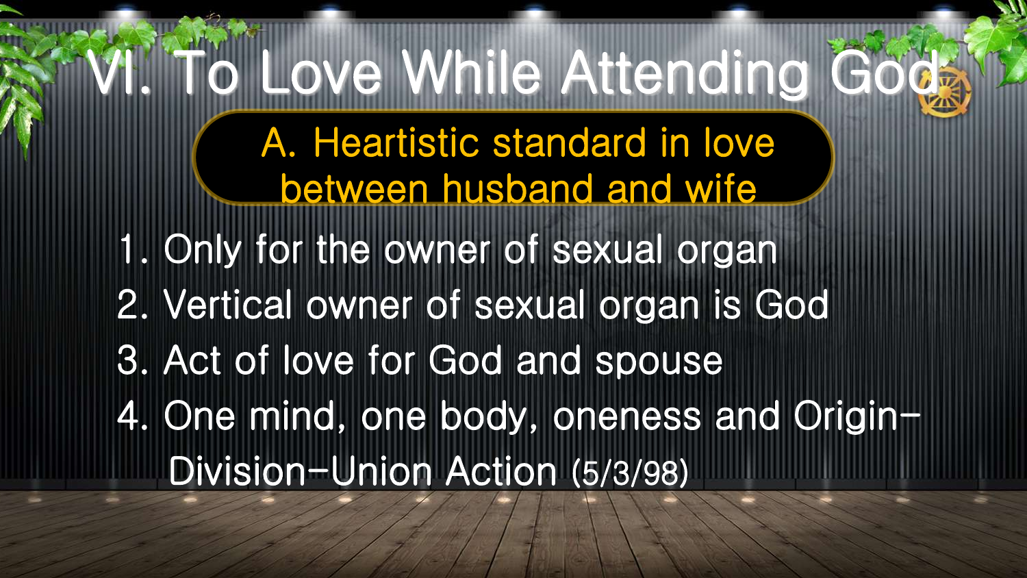# VI. To Love While Attending God

## A. Heartistic standard in love between husband and wife

1. Only for the owner of sexual organ
2. Vertical owner of sexual organ is God
3. Act of love for God and spouse
4. One mind, one body, oneness and Origin-Division-Union Action (5/3/98)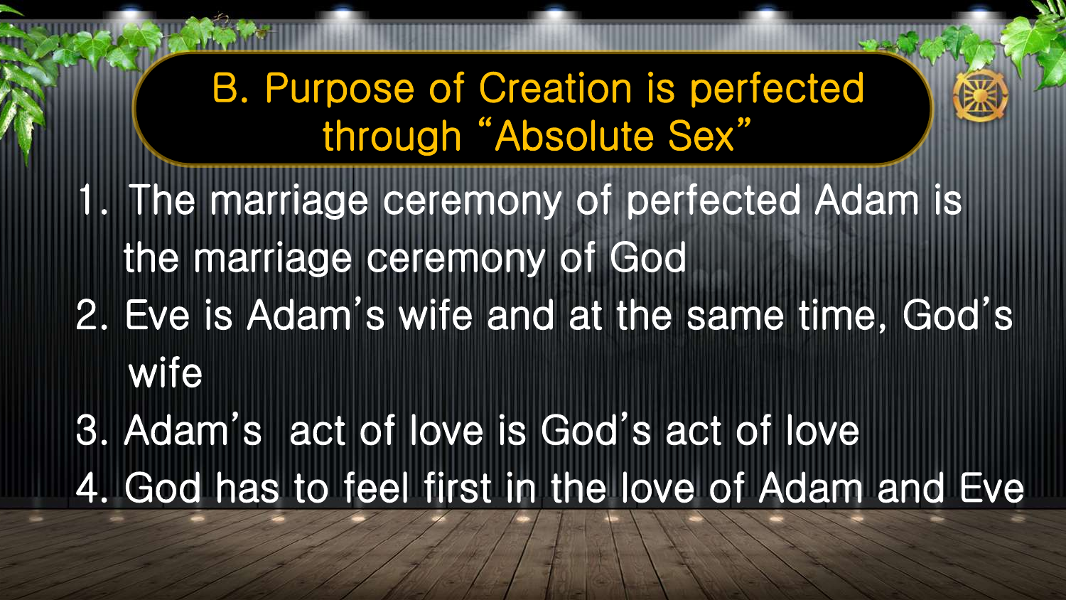## B. Purpose of Creation is perfected through "Absolute Sex"

1. The marriage ceremony of perfected Adam is the marriage ceremony of God
2. Eve is Adam's wife and at the same time, God's wife
3. Adam's act of love is God's act of love
4. God has to feel first in the love of Adam and Eve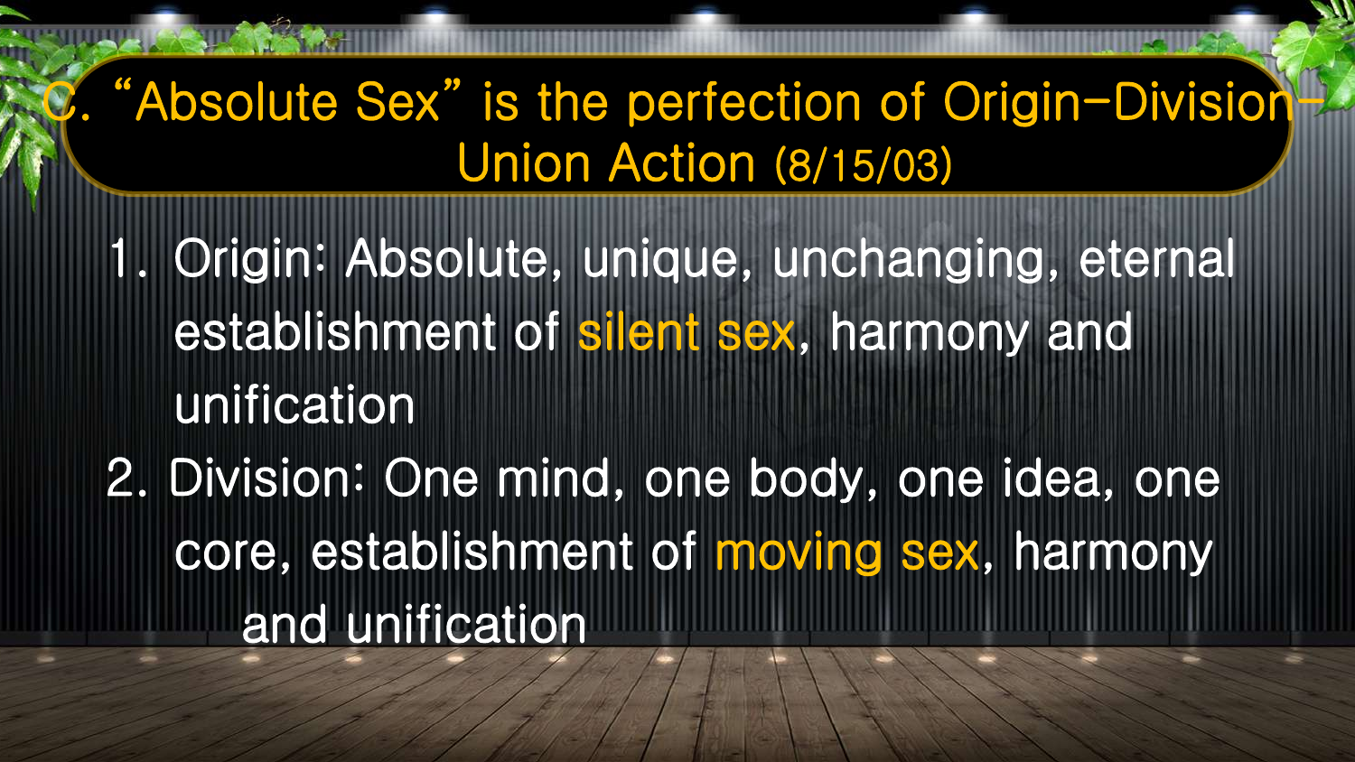## C. "Absolute Sex" is the perfection of Origin-Division-Union Action (8/15/03)

1. Origin: Absolute, unique, unchanging, eternal establishment of silent sex, harmony and unification
2. Division: One mind, one body, one idea, one core, establishment of moving sex, harmony and unification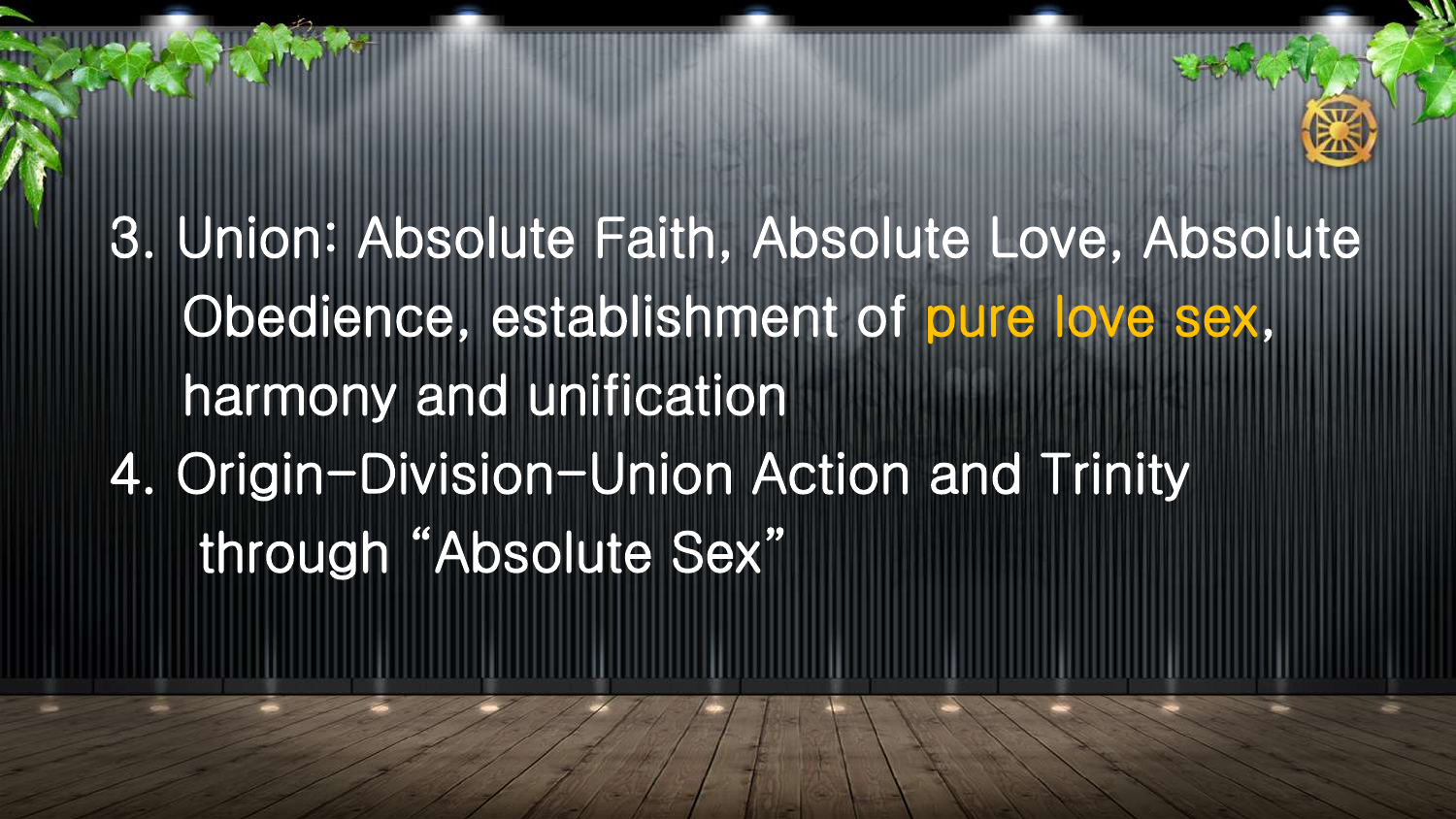3. Union: Absolute Faith, Absolute Love, Absolute Obedience, establishment of pure love sex, harmony and unification
4. Origin-Division-Union Action and Trinity through "Absolute Sex"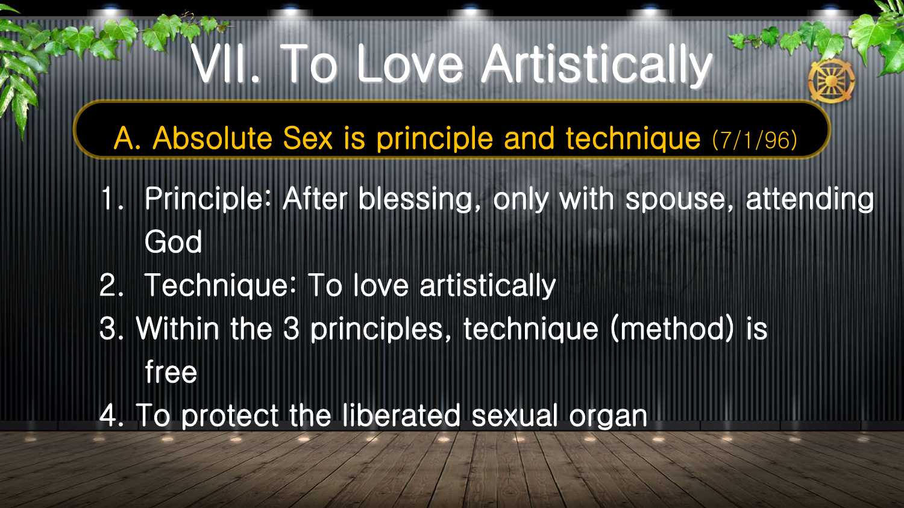# VII. To Love Artistically

## A. Absolute Sex is principle and technique (7/1/96)

1. Principle: After blessing, only with spouse, attending God
2. Technique: To love artistically
3. Within the 3 principles, technique (method) is free
4. To protect the liberated sexual organ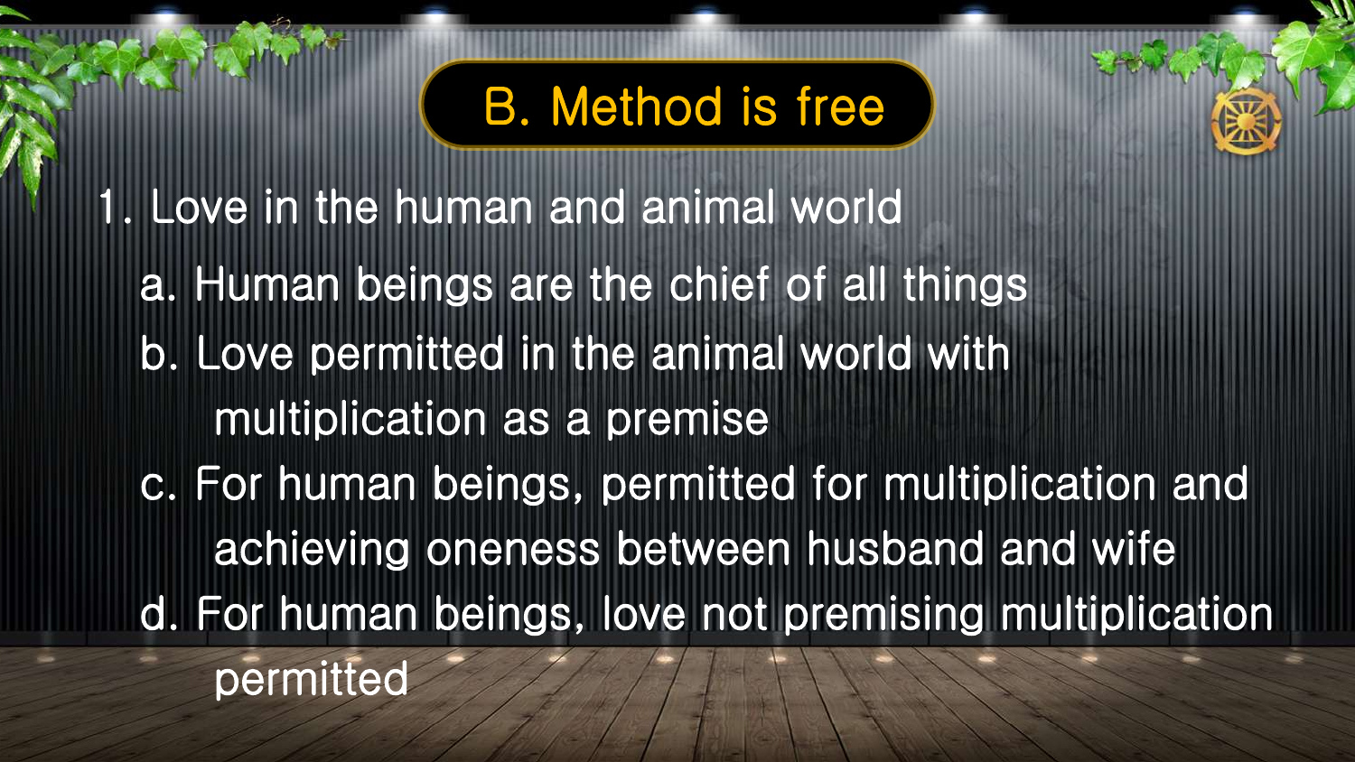## B. Method is free

1. Love in the human and animal world
   a. Human beings are the chief of all things
   b. Love permitted in the animal world with multiplication as a premise
   c. For human beings, permitted for multiplication and achieving oneness between husband and wife
   d. For human beings, love not premising multiplication permitted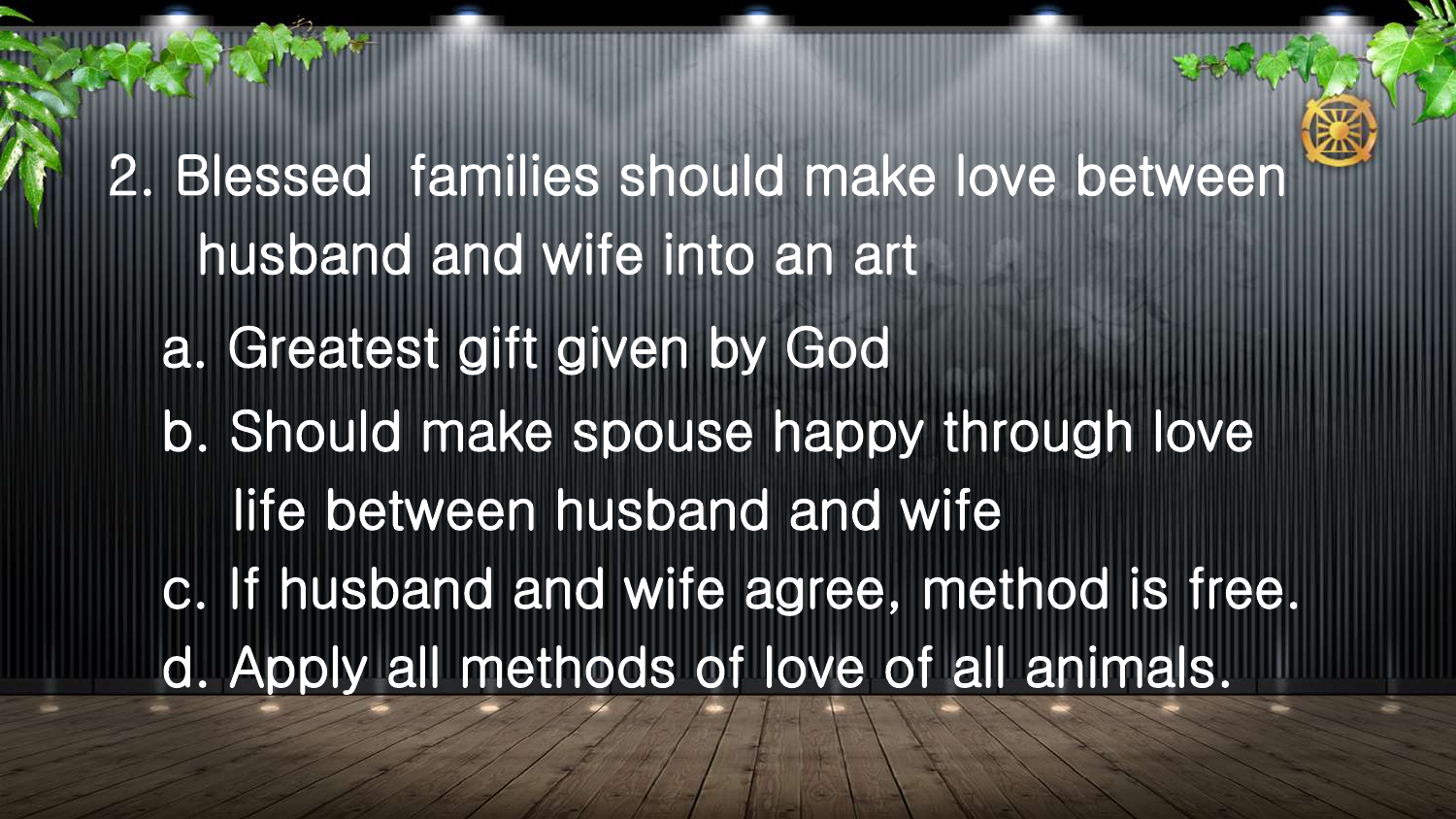2. Blessed families should make love between husband and wife into an art

   a. Greatest gift given by God
   b. Should make spouse happy through love life between husband and wife
   c. If husband and wife agree, method is free.
   d. Apply all methods of love of all animals.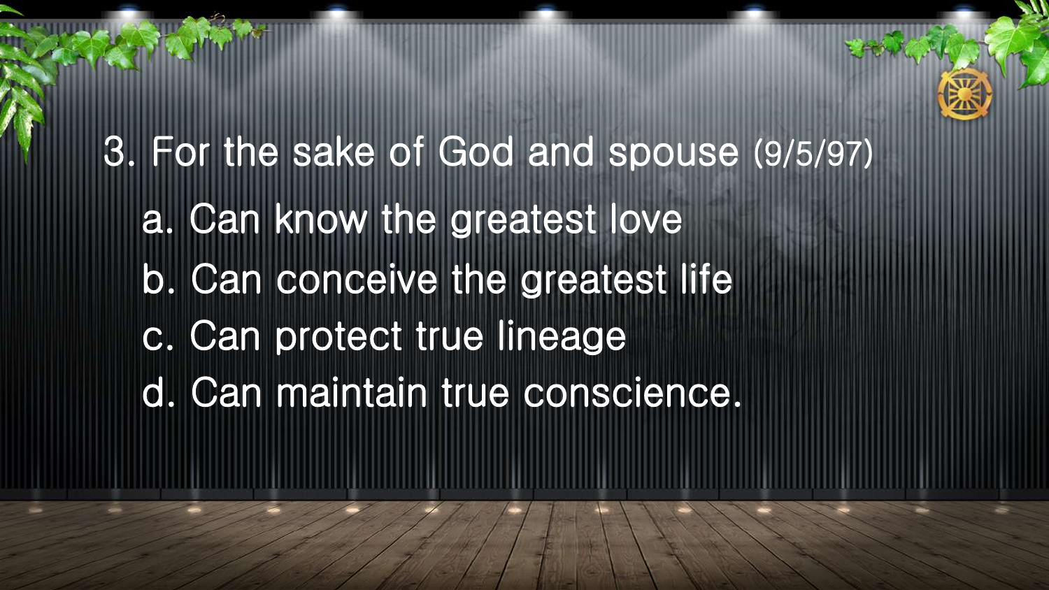### 3. For the sake of God and spouse (9/5/97)

a. Can know the greatest love

b. Can conceive the greatest life

c. Can protect true lineage

d. Can maintain true conscience.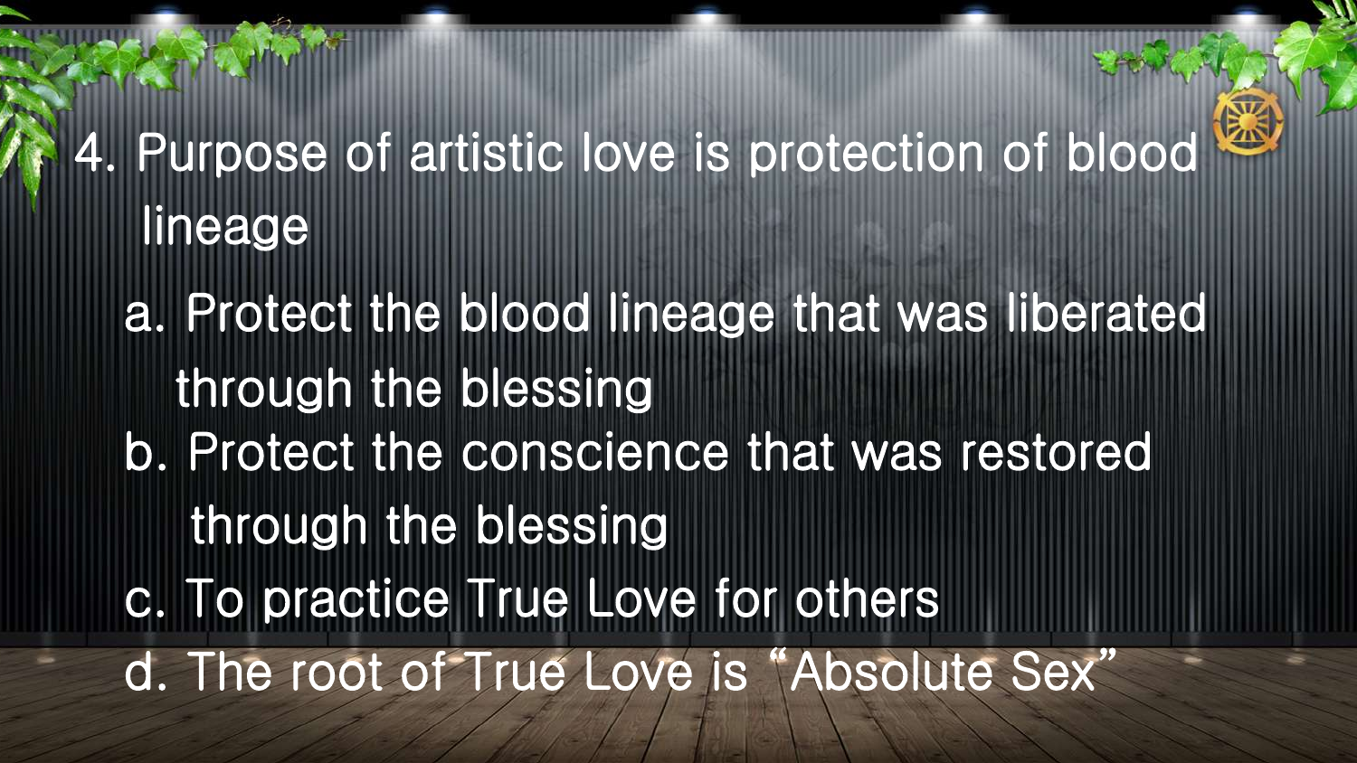## 4. Purpose of artistic love is protection of blood lineage

a. Protect the blood lineage that was liberated through the blessing

b. Protect the conscience that was restored through the blessing

c. To practice True Love for others

d. The root of True Love is "Absolute Sex"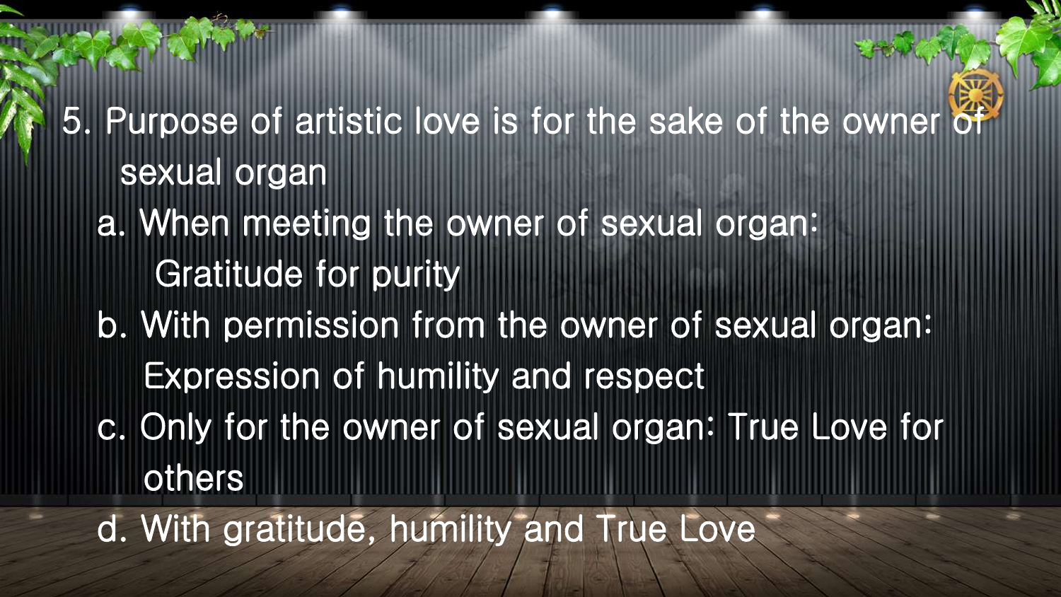5. Purpose of artistic love is for the sake of the owner of sexual organ
   a. When meeting the owner of sexual organ: Gratitude for purity
   b. With permission from the owner of sexual organ: Expression of humility and respect
   c. Only for the owner of sexual organ: True Love for others
   d. With gratitude, humility and True Love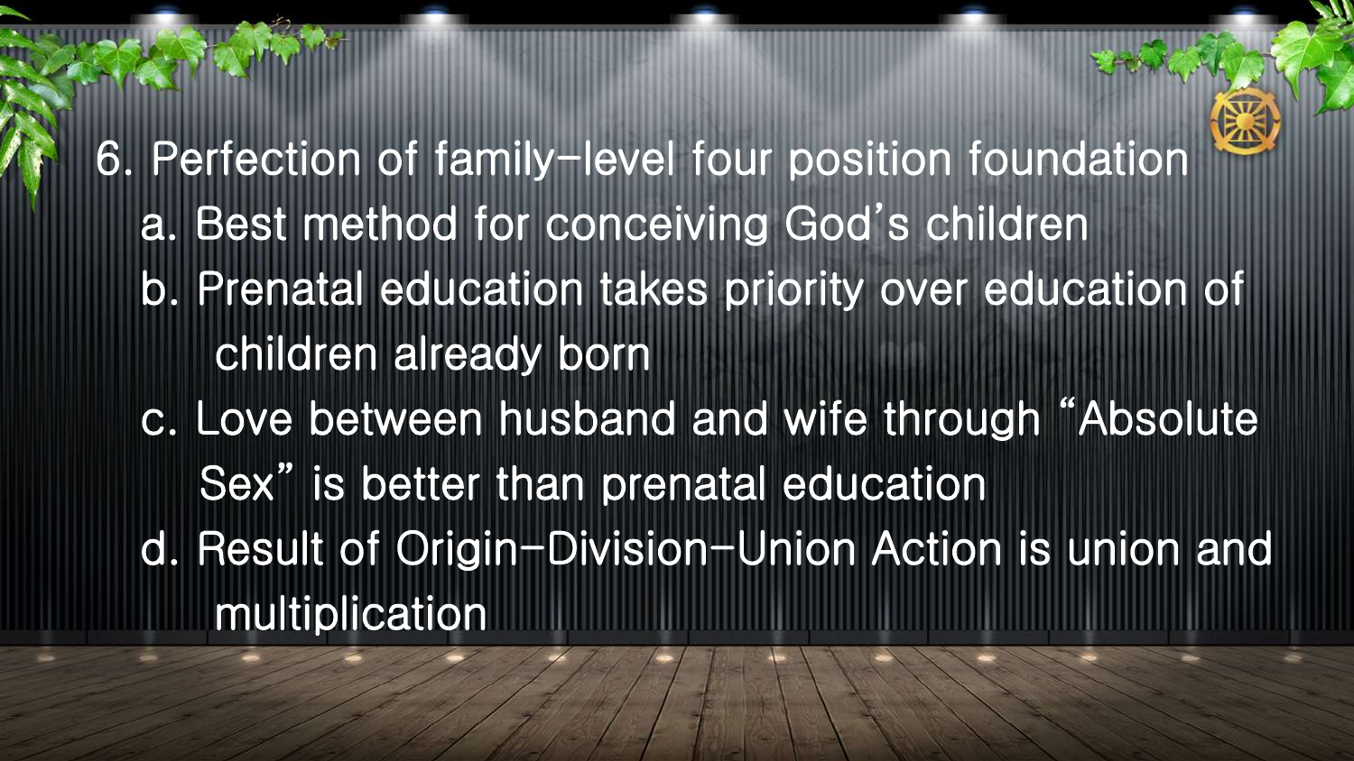6. Perfection of family-level four position foundation
   a. Best method for conceiving God's children
   b. Prenatal education takes priority over education of children already born
   c. Love between husband and wife through "Absolute Sex" is better than prenatal education
   d. Result of Origin-Division-Union Action is union and multiplication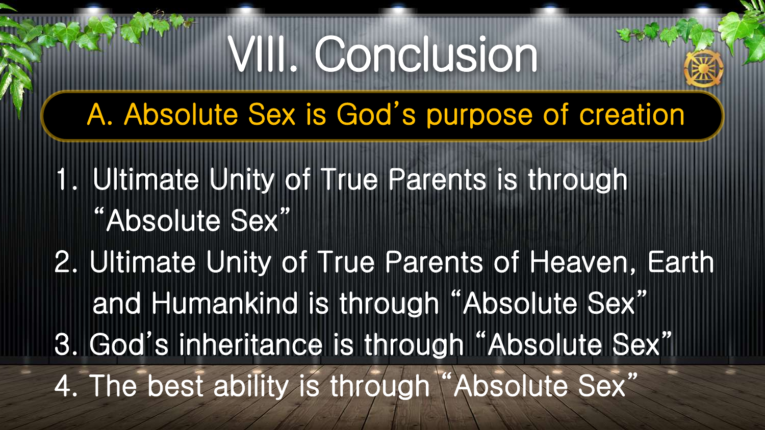# VIII. Conclusion

## A. Absolute Sex is God's purpose of creation

1. Ultimate Unity of True Parents is through "Absolute Sex"
2. Ultimate Unity of True Parents of Heaven, Earth and Humankind is through "Absolute Sex"
3. God's inheritance is through "Absolute Sex"
4. The best ability is through "Absolute Sex"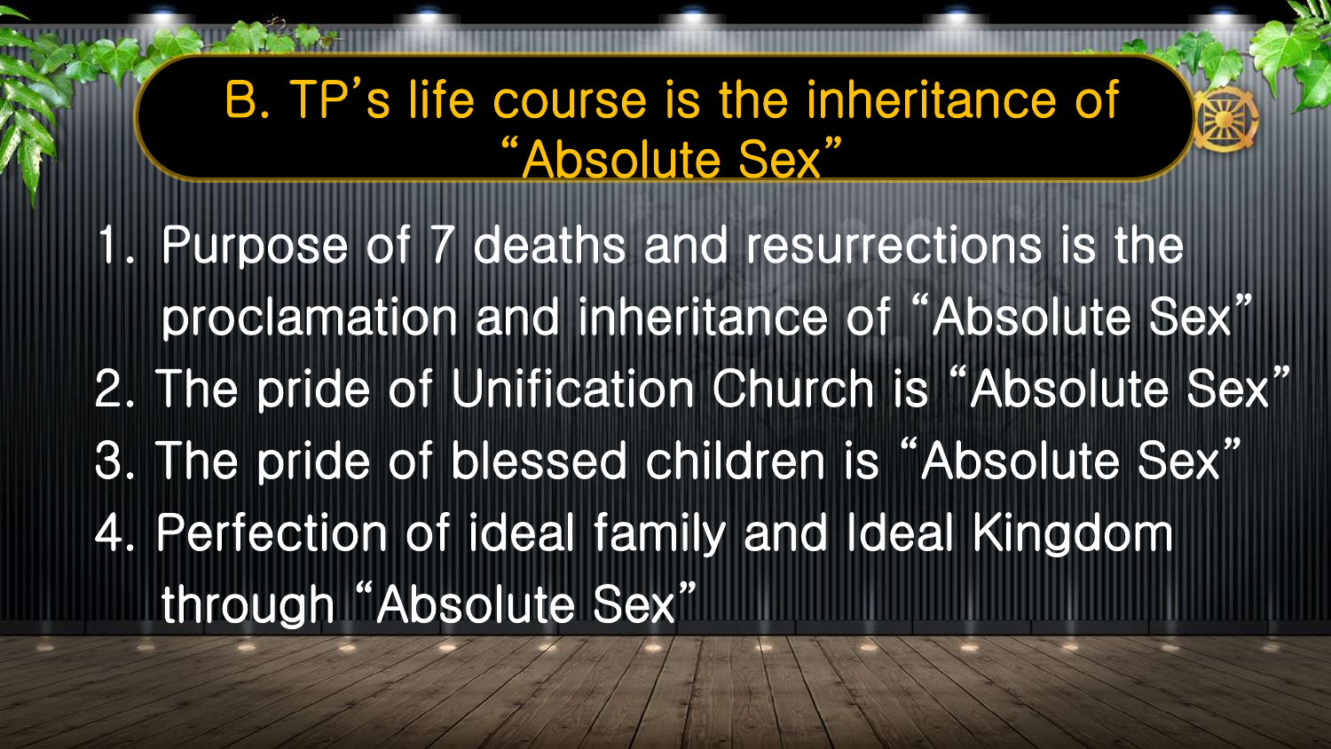## B. TP's life course is the inheritance of "Absolute Sex"

1. Purpose of 7 deaths and resurrections is the proclamation and inheritance of "Absolute Sex"
2. The pride of Unification Church is "Absolute Sex"
3. The pride of blessed children is "Absolute Sex"
4. Perfection of ideal family and Ideal Kingdom through "Absolute Sex"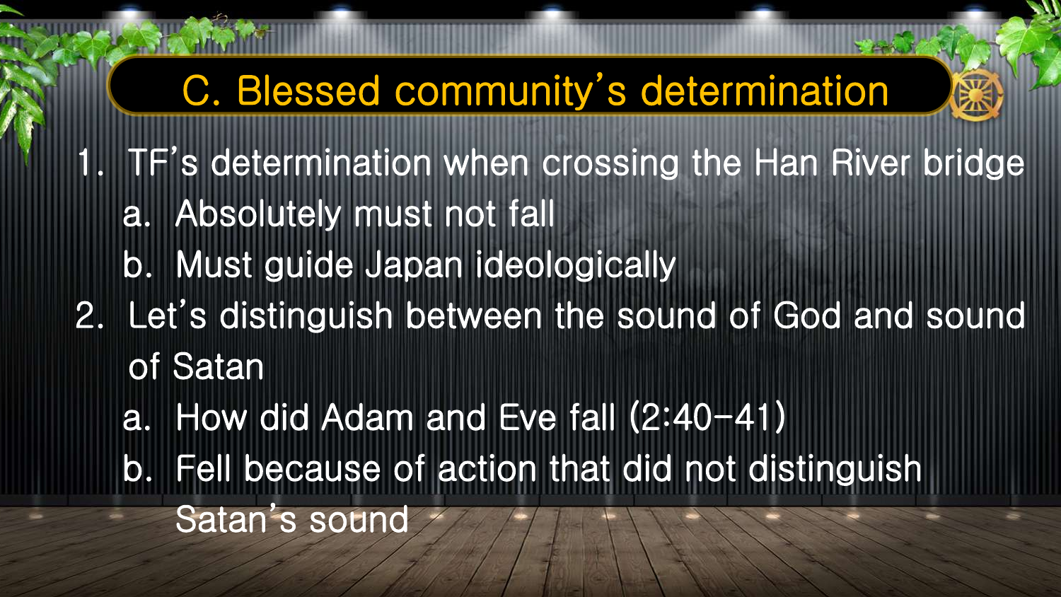## C. Blessed community's determination

1. TF's determination when crossing the Han River bridge
    a. Absolutely must not fall
    b. Must guide Japan ideologically
2. Let's distinguish between the sound of God and sound of Satan
    a. How did Adam and Eve fall (2:40-41)
    b. Fell because of action that did not distinguish Satan's sound